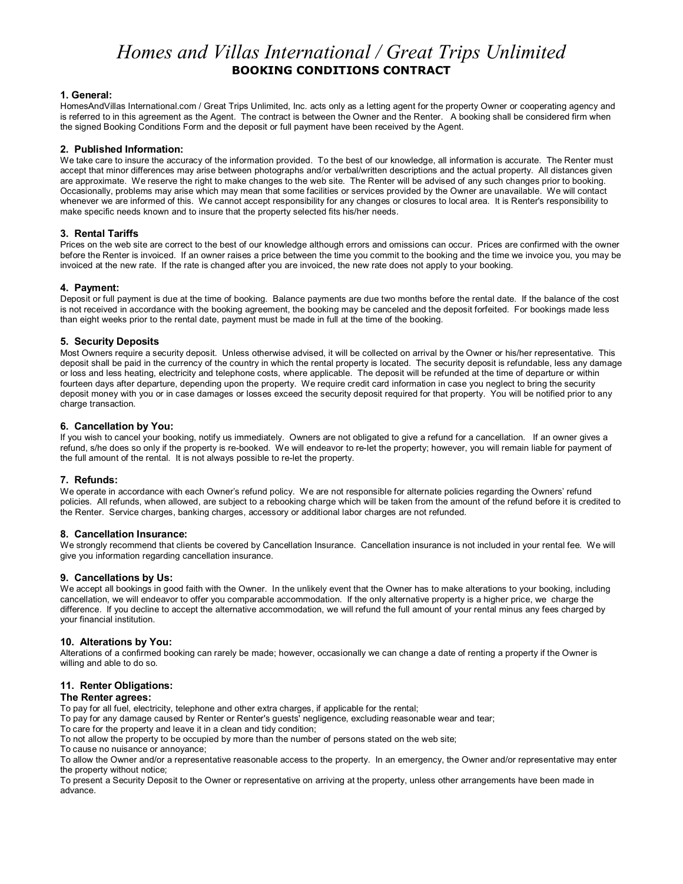# *Homes and Villas International / Great Trips Unlimited*

## BOOKING CONDITIONS CONTRACT

### 1. General:

HomesAndVillas International.com / Great Trips Unlimited, Inc. acts only as a letting agent for the property Owner or cooperating agency and is referred to in this agreement as the Agent. The contract is between the Owner and the Renter. A booking shall be considered firm when the signed Booking Conditions Form and the deposit or full payment have been received by the Agent.

### 2. Published Information:

We take care to insure the accuracy of the information provided. To the best of our knowledge, all information is accurate. The Renter must accept that minor differences may arise between photographs and/or verbal/written descriptions and the actual property. All distances given are approximate. We reserve the right to make changes to the web site. The Renter will be advised of any such changes prior to booking. Occasionally, problems may arise which may mean that some facilities or services provided by the Owner are unavailable. We will contact whenever we are informed of this. We cannot accept responsibility for any changes or closures to local area. It is Renter's responsibility to make specific needs known and to insure that the property selected fits his/her needs.

### 3. Rental Tariffs

Prices on the web site are correct to the best of our knowledge although errors and omissions can occur. Prices are confirmed with the owner before the Renter is invoiced. If an owner raises a price between the time you commit to the booking and the time we invoice you, you may be invoiced at the new rate. If the rate is changed after you are invoiced, the new rate does not apply to your booking.

### 4. Payment:

Deposit or full payment is due at the time of booking. Balance payments are due two months before the rental date. If the balance of the cost is not received in accordance with the booking agreement, the booking may be canceled and the deposit forfeited. For bookings made less than eight weeks prior to the rental date, payment must be made in full at the time of the booking.

### 5. Security Deposits

Most Owners require a security deposit. Unless otherwise advised, it will be collected on arrival by the Owner or his/her representative. This deposit shall be paid in the currency of the country in which the rental property is located. The security deposit is refundable, less any damage or loss and less heating, electricity and telephone costs, where applicable. The deposit will be refunded at the time of departure or within fourteen days after departure, depending upon the property. We require credit card information in case you neglect to bring the security deposit money with you or in case damages or losses exceed the security deposit required for that property. You will be notified prior to any charge transaction.

### 6. Cancellation by You:

If you wish to cancel your booking, notify us immediately. Owners are not obligated to give a refund for a cancellation. If an owner gives a refund, s/he does so only if the property is re-booked. We will endeavor to re-let the property; however, you will remain liable for payment of the full amount of the rental. It is not always possible to re-let the property.

### 7. Refunds:

We operate in accordance with each Owner's refund policy. We are not responsible for alternate policies regarding the Owners' refund policies. All refunds, when allowed, are subject to a rebooking charge which will be taken from the amount of the refund before it is credited to the Renter. Service charges, banking charges, accessory or additional labor charges are not refunded.

### 8. Cancellation Insurance:

We strongly recommend that clients be covered by Cancellation Insurance. Cancellation insurance is not included in your rental fee. We will give you information regarding cancellation insurance.

### 9. Cancellations by Us:

We accept all bookings in good faith with the Owner. In the unlikely event that the Owner has to make alterations to your booking, including cancellation, we will endeavor to offer you comparable accommodation. If the only alternative property is a higher price, we charge the difference. If you decline to accept the alternative accommodation, we will refund the full amount of your rental minus any fees charged by your financial institution.

### 10. Alterations by You:

Alterations of a confirmed booking can rarely be made; however, occasionally we can change a date of renting a property if the Owner is willing and able to do so.

### 11. Renter Obligations:

**The Renter agrees:**

To pay for all fuel, electricity, telephone and other extra charges, if applicable for the rental;
To pay for any damage caused by Renter or Renter's guests' negligence, excluding reasonable wear and tear;
To care for the property and leave it in a clean and tidy condition;
To not allow the property to be occupied by more than the number of persons stated on the web site;
To cause no nuisance or annoyance;
To allow the Owner and/or a representative reasonable access to the property. In an emergency, the Owner and/or representative may enter the property without notice;
To present a Security Deposit to the Owner or representative on arriving at the property, unless other arrangements have been made in advance.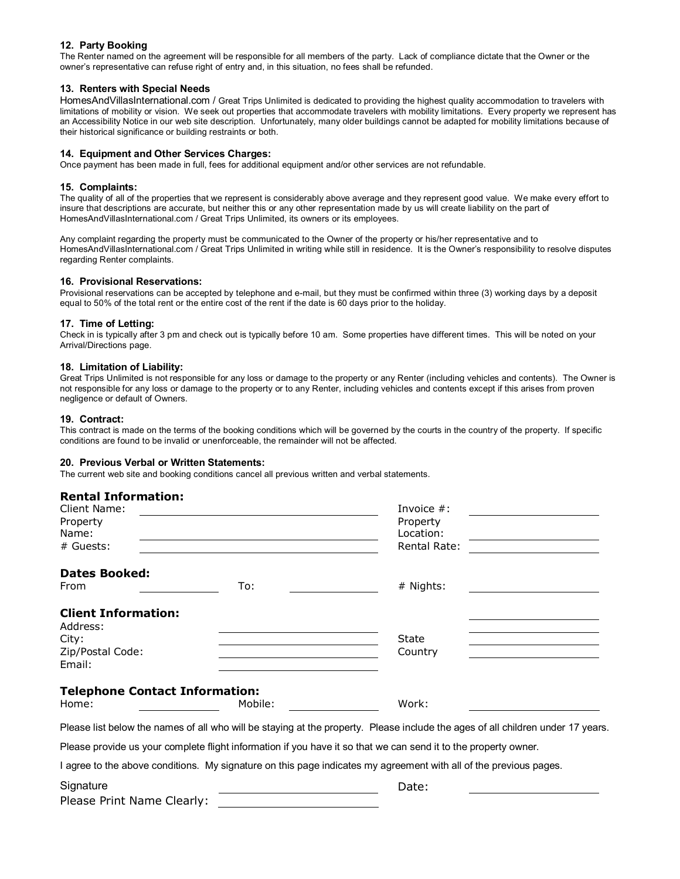#### 12. Party Booking

The Renter named on the agreement will be responsible for all members of the party. Lack of compliance dictate that the Owner or the owner's representative can refuse right of entry and, in this situation, no fees shall be refunded.

#### 13. Renters with Special Needs

HomesAndVillasInternational.com / Great Trips Unlimited is dedicated to providing the highest quality accommodation to travelers with limitations of mobility or vision. We seek out properties that accommodate travelers with mobility limitations. Every property we represent has an Accessibility Notice in our web site description. Unfortunately, many older buildings cannot be adapted for mobility limitations because of their historical significance or building restraints or both.

#### 14. Equipment and Other Services Charges:

Once payment has been made in full, fees for additional equipment and/or other services are not refundable.

#### 15. Complaints:

The quality of all of the properties that we represent is considerably above average and they represent good value. We make every effort to insure that descriptions are accurate, but neither this or any other representation made by us will create liability on the part of HomesAndVillasInternational.com / Great Trips Unlimited, its owners or its employees.

Any complaint regarding the property must be communicated to the Owner of the property or his/her representative and to HomesAndVillasInternational.com / Great Trips Unlimited in writing while still in residence. It is the Owner's responsibility to resolve disputes regarding Renter complaints.

#### 16. Provisional Reservations:

Provisional reservations can be accepted by telephone and e-mail, but they must be confirmed within three (3) working days by a deposit equal to 50% of the total rent or the entire cost of the rent if the date is 60 days prior to the holiday.

#### 17. Time of Letting:

Check in is typically after 3 pm and check out is typically before 10 am. Some properties have different times. This will be noted on your Arrival/Directions page.

#### 18. Limitation of Liability:

Great Trips Unlimited is not responsible for any loss or damage to the property or any Renter (including vehicles and contents). The Owner is not responsible for any loss or damage to the property or to any Renter, including vehicles and contents except if this arises from proven negligence or default of Owners.

#### 19. Contract:

This contract is made on the terms of the booking conditions which will be governed by the courts in the country of the property. If specific conditions are found to be invalid or unenforceable, the remainder will not be affected.

#### 20. Previous Verbal or Written Statements:

The current web site and booking conditions cancel all previous written and verbal statements.

### Rental Information:

Client Name: ______________________ Invoice #: ______________

Property Name: ______________________ Property Location: ______________

# Guests: ______________________ Rental Rate: ______________

### Dates Booked:

From ____________ To: ____________ # Nights: ______________

### Client Information:

Address: ______________________ ______________

City: ______________________ State ______________

Zip/Postal Code: ______________________ Country ______________

Email: ______________________

### Telephone Contact Information:

Home: ____________ Mobile: ____________ Work: ______________

Please list below the names of all who will be staying at the property. Please include the ages of all children under 17 years.

Please provide us your complete flight information if you have it so that we can send it to the property owner.

I agree to the above conditions. My signature on this page indicates my agreement with all of the previous pages.

Signature ______________________ Date: ______________

Please Print Name Clearly: ______________________